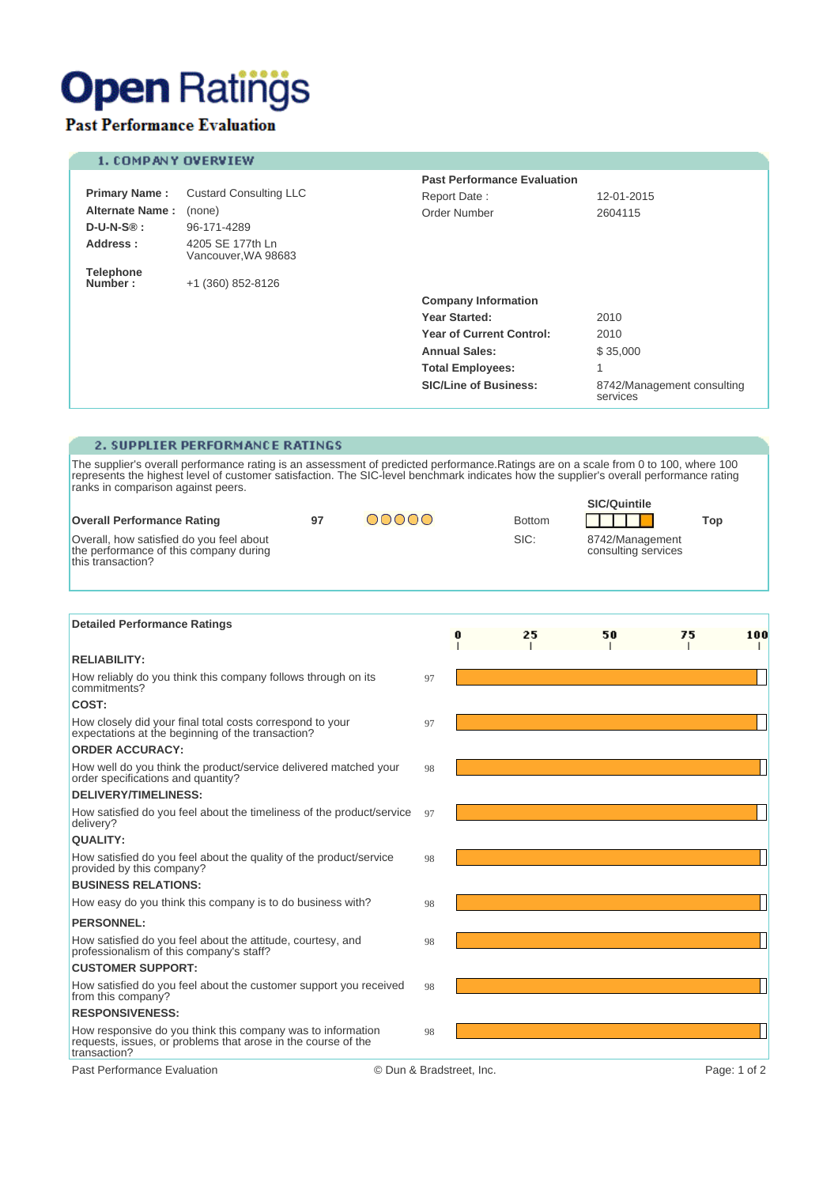# Open Ratings

## Past Performance Evaluation

### 1. COMPANY OVERVIEW

| | |
|---|---|
| **Primary Name :** | Custard Consulting LLC |
| **Alternate Name :** | (none) |
| **D-U-N-S® :** | 96-171-4289 |
| **Address :** | 4205 SE 177th Ln<br>Vancouver,WA 98683 |
| **Telephone Number :** | +1 (360) 852-8126 |

**Past Performance Evaluation**

| | |
|---|---|
| Report Date : | 12-01-2015 |
| Order Number | 2604115 |

**Company Information**

| | |
|---|---|
| **Year Started:** | 2010 |
| **Year of Current Control:** | 2010 |
| **Annual Sales:** | $ 35,000 |
| **Total Employees:** | 1 |
| **SIC/Line of Business:** | 8742/Management consulting services |

### 2. SUPPLIER PERFORMANCE RATINGS

The supplier's overall performance rating is an assessment of predicted performance.Ratings are on a scale from 0 to 100, where 100 represents the highest level of customer satisfaction. The SIC-level benchmark indicates how the supplier's overall performance rating ranks in comparison against peers.

| **Overall Performance Rating** | 97 | ○○○○○ | Bottom | **SIC/Quintile** (top quintile) | **Top** |
|---|---|---|---|---|---|
| Overall, how satisfied do you feel about the performance of this company during this transaction? | | | SIC: | 8742/Management consulting services | |

**Detailed Performance Ratings**

| Category / Question | Rating (0–100) |
|---|---|
| **RELIABILITY:** | |
| How reliably do you think this company follows through on its commitments? | 97 |
| **COST:** | |
| How closely did your final total costs correspond to your expectations at the beginning of the transaction? | 97 |
| **ORDER ACCURACY:** | |
| How well do you think the product/service delivered matched your order specifications and quantity? | 98 |
| **DELIVERY/TIMELINESS:** | |
| How satisfied do you feel about the timeliness of the product/service delivery? | 97 |
| **QUALITY:** | |
| How satisfied do you feel about the quality of the product/service provided by this company? | 98 |
| **BUSINESS RELATIONS:** | |
| How easy do you think this company is to do business with? | 98 |
| **PERSONNEL:** | |
| How satisfied do you feel about the attitude, courtesy, and professionalism of this company's staff? | 98 |
| **CUSTOMER SUPPORT:** | |
| How satisfied do you feel about the customer support you received from this company? | 98 |
| **RESPONSIVENESS:** | |
| How responsive do you think this company was to information requests, issues, or problems that arose in the course of the transaction? | 98 |

© Dun & Bradstreet, Inc.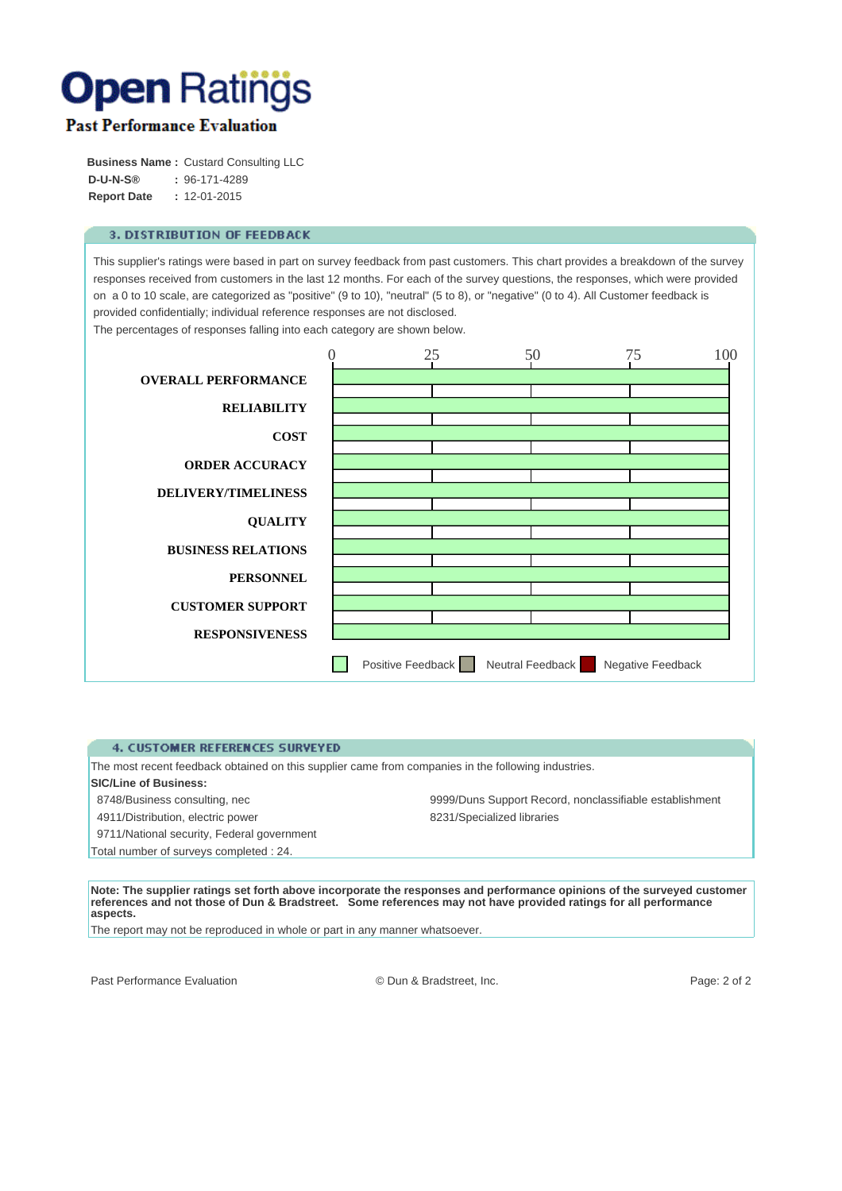# Open Ratings

**Past Performance Evaluation**

**Business Name :** Custard Consulting LLC
**D-U-N-S®** : 96-171-4289
**Report Date** : 12-01-2015

## 3. DISTRIBUTION OF FEEDBACK

This supplier's ratings were based in part on survey feedback from past customers. This chart provides a breakdown of the survey responses received from customers in the last 12 months. For each of the survey questions, the responses, which were provided on a 0 to 10 scale, are categorized as "positive" (9 to 10), "neutral" (5 to 8), or "negative" (0 to 4). All Customer feedback is provided confidentially; individual reference responses are not disclosed.

The percentages of responses falling into each category are shown below.

0 25 50 75 100

OVERALL PERFORMANCE
RELIABILITY
COST
ORDER ACCURACY
DELIVERY/TIMELINESS
QUALITY
BUSINESS RELATIONS
PERSONNEL
CUSTOMER SUPPORT
RESPONSIVENESS

Positive Feedback
Neutral Feedback
Negative Feedback

## 4. CUSTOMER REFERENCES SURVEYED

The most recent feedback obtained on this supplier came from companies in the following industries.

**SIC/Line of Business:**

- 8748/Business consulting, nec
- 4911/Distribution, electric power
- 9711/National security, Federal government
- 9999/Duns Support Record, nonclassifiable establishment
- 8231/Specialized libraries

Total number of surveys completed : 24.

**Note: The supplier ratings set forth above incorporate the responses and performance opinions of the surveyed customer references and not those of Dun & Bradstreet. Some references may not have provided ratings for all performance aspects.**

The report may not be reproduced in whole or part in any manner whatsoever.

© Dun & Bradstreet, Inc.